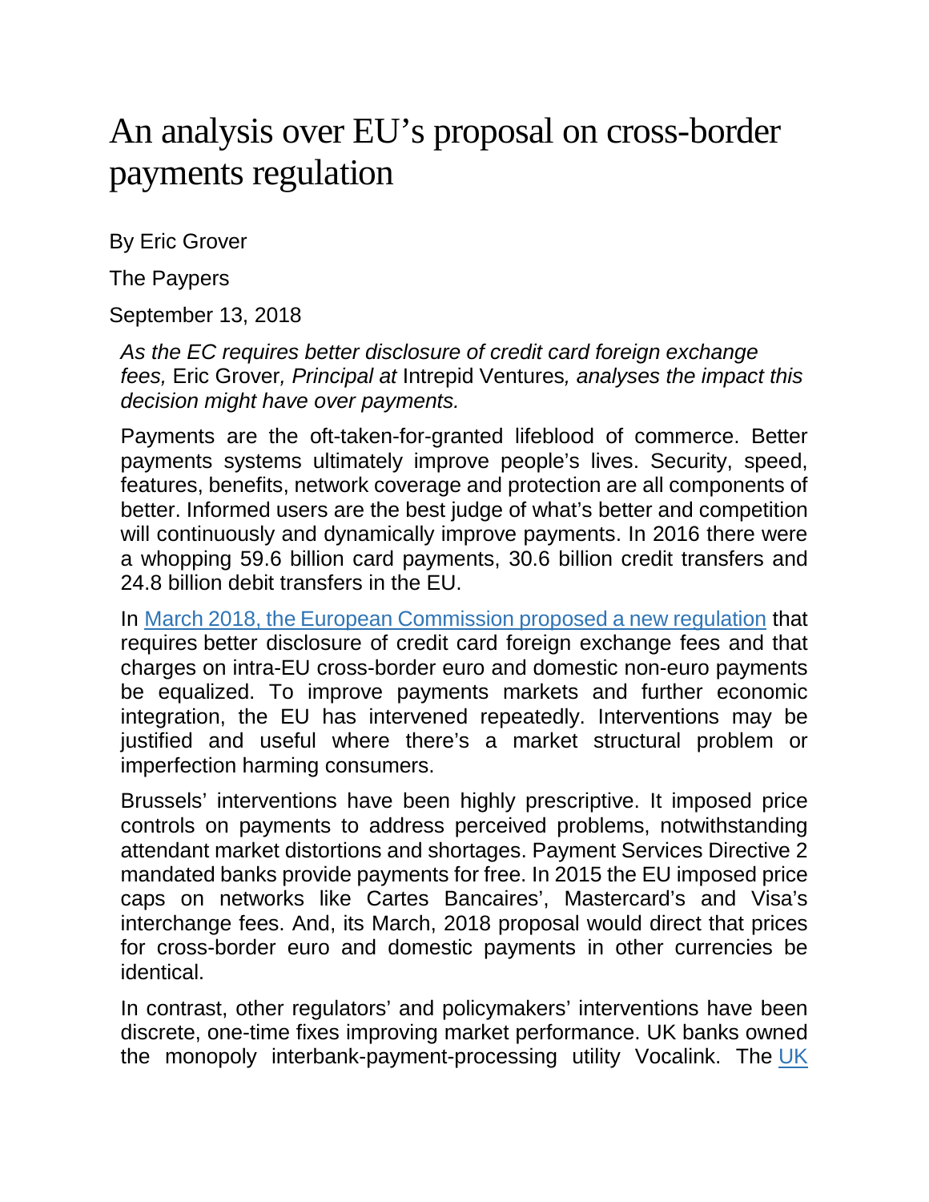# An analysis over EU's proposal on cross-border payments regulation

By Eric Grover

The Paypers

September 13, 2018

*As the EC requires better disclosure of credit card foreign exchange fees,* Eric Grover*, Principal at* Intrepid Ventures*, analyses the impact this decision might have over payments.*

Payments are the oft-taken-for-granted lifeblood of commerce. Better payments systems ultimately improve people's lives. Security, speed, features, benefits, network coverage and protection are all components of better. Informed users are the best judge of what's better and competition will continuously and dynamically improve payments. In 2016 there were a whopping 59.6 billion card payments, 30.6 billion credit transfers and 24.8 billion debit transfers in the EU.

In March 2018, the European Commission proposed a new regulation that requires better disclosure of credit card foreign exchange fees and that charges on intra-EU cross-border euro and domestic non-euro payments be equalized. To improve payments markets and further economic integration, the EU has intervened repeatedly. Interventions may be justified and useful where there's a market structural problem or imperfection harming consumers.

Brussels' interventions have been highly prescriptive. It imposed price controls on payments to address perceived problems, notwithstanding attendant market distortions and shortages. Payment Services Directive 2 mandated banks provide payments for free. In 2015 the EU imposed price caps on networks like Cartes Bancaires', Mastercard's and Visa's interchange fees. And, its March, 2018 proposal would direct that prices for cross-border euro and domestic payments in other currencies be identical.

In contrast, other regulators' and policymakers' interventions have been discrete, one-time fixes improving market performance. UK banks owned the monopoly interbank-payment-processing utility Vocalink. The UK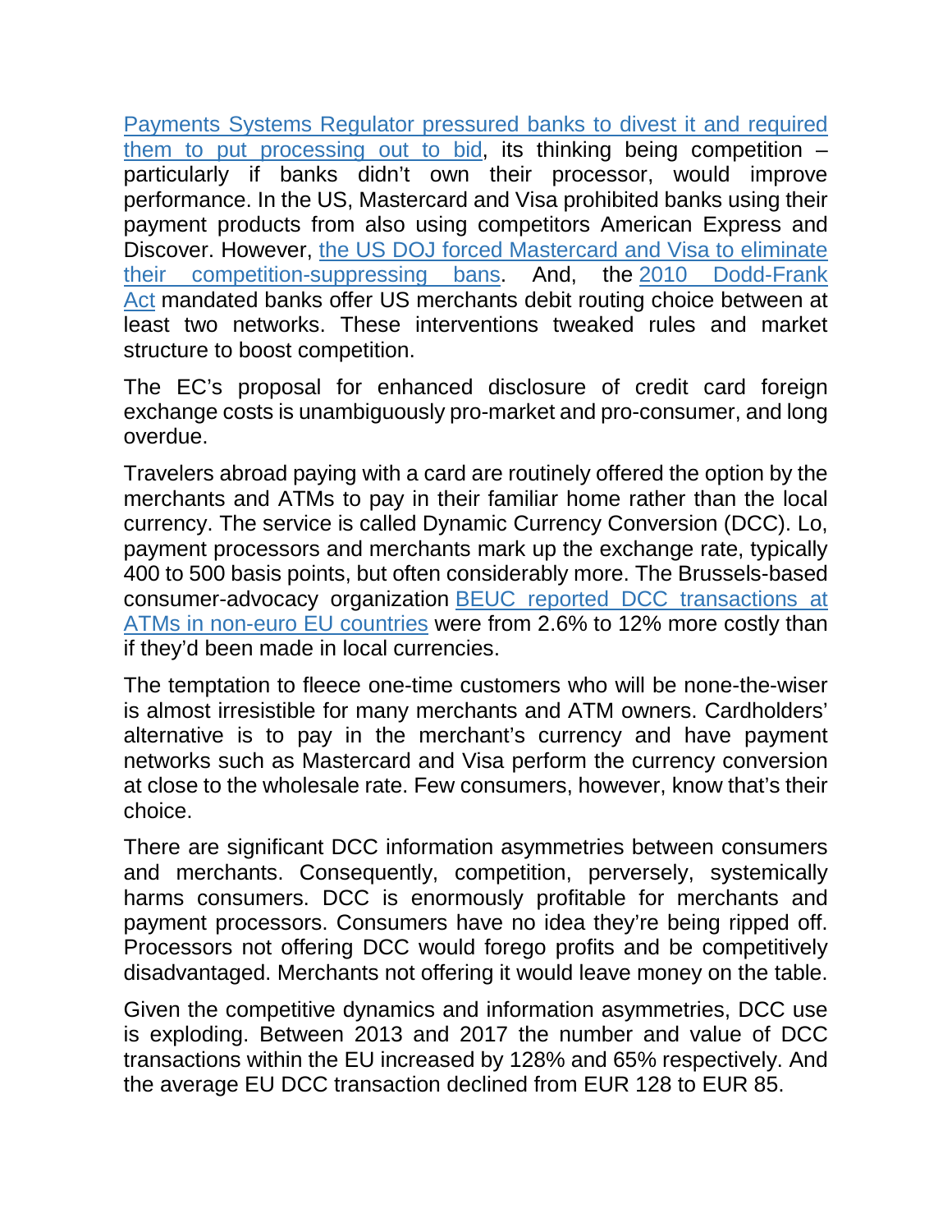[Payments Systems Regulator pressured banks to divest it and required them to put processing out to bid](), its thinking being competition – particularly if banks didn't own their processor, would improve performance. In the US, Mastercard and Visa prohibited banks using their payment products from also using competitors American Express and Discover. However, [the US DOJ forced Mastercard and Visa to eliminate their competition-suppressing bans](). And, the [2010 Dodd-Frank Act]() mandated banks offer US merchants debit routing choice between at least two networks. These interventions tweaked rules and market structure to boost competition.

The EC's proposal for enhanced disclosure of credit card foreign exchange costs is unambiguously pro-market and pro-consumer, and long overdue.

Travelers abroad paying with a card are routinely offered the option by the merchants and ATMs to pay in their familiar home rather than the local currency. The service is called Dynamic Currency Conversion (DCC). Lo, payment processors and merchants mark up the exchange rate, typically 400 to 500 basis points, but often considerably more. The Brussels-based consumer-advocacy organization [BEUC reported DCC transactions at ATMs in non-euro EU countries]() were from 2.6% to 12% more costly than if they'd been made in local currencies.

The temptation to fleece one-time customers who will be none-the-wiser is almost irresistible for many merchants and ATM owners. Cardholders' alternative is to pay in the merchant's currency and have payment networks such as Mastercard and Visa perform the currency conversion at close to the wholesale rate. Few consumers, however, know that's their choice.

There are significant DCC information asymmetries between consumers and merchants. Consequently, competition, perversely, systemically harms consumers. DCC is enormously profitable for merchants and payment processors. Consumers have no idea they're being ripped off. Processors not offering DCC would forego profits and be competitively disadvantaged. Merchants not offering it would leave money on the table.

Given the competitive dynamics and information asymmetries, DCC use is exploding. Between 2013 and 2017 the number and value of DCC transactions within the EU increased by 128% and 65% respectively. And the average EU DCC transaction declined from EUR 128 to EUR 85.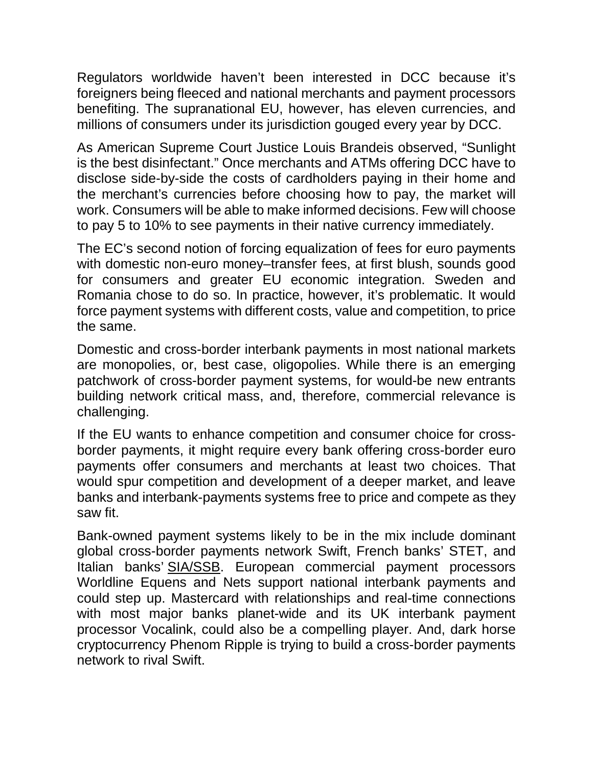Regulators worldwide haven't been interested in DCC because it's foreigners being fleeced and national merchants and payment processors benefiting. The supranational EU, however, has eleven currencies, and millions of consumers under its jurisdiction gouged every year by DCC.

As American Supreme Court Justice Louis Brandeis observed, "Sunlight is the best disinfectant." Once merchants and ATMs offering DCC have to disclose side-by-side the costs of cardholders paying in their home and the merchant's currencies before choosing how to pay, the market will work. Consumers will be able to make informed decisions. Few will choose to pay 5 to 10% to see payments in their native currency immediately.

The EC's second notion of forcing equalization of fees for euro payments with domestic non-euro money–transfer fees, at first blush, sounds good for consumers and greater EU economic integration. Sweden and Romania chose to do so. In practice, however, it's problematic. It would force payment systems with different costs, value and competition, to price the same.

Domestic and cross-border interbank payments in most national markets are monopolies, or, best case, oligopolies. While there is an emerging patchwork of cross-border payment systems, for would-be new entrants building network critical mass, and, therefore, commercial relevance is challenging.

If the EU wants to enhance competition and consumer choice for cross-border payments, it might require every bank offering cross-border euro payments offer consumers and merchants at least two choices. That would spur competition and development of a deeper market, and leave banks and interbank-payments systems free to price and compete as they saw fit.

Bank-owned payment systems likely to be in the mix include dominant global cross-border payments network Swift, French banks' STET, and Italian banks' SIA/SSB. European commercial payment processors Worldline Equens and Nets support national interbank payments and could step up. Mastercard with relationships and real-time connections with most major banks planet-wide and its UK interbank payment processor Vocalink, could also be a compelling player. And, dark horse cryptocurrency Phenom Ripple is trying to build a cross-border payments network to rival Swift.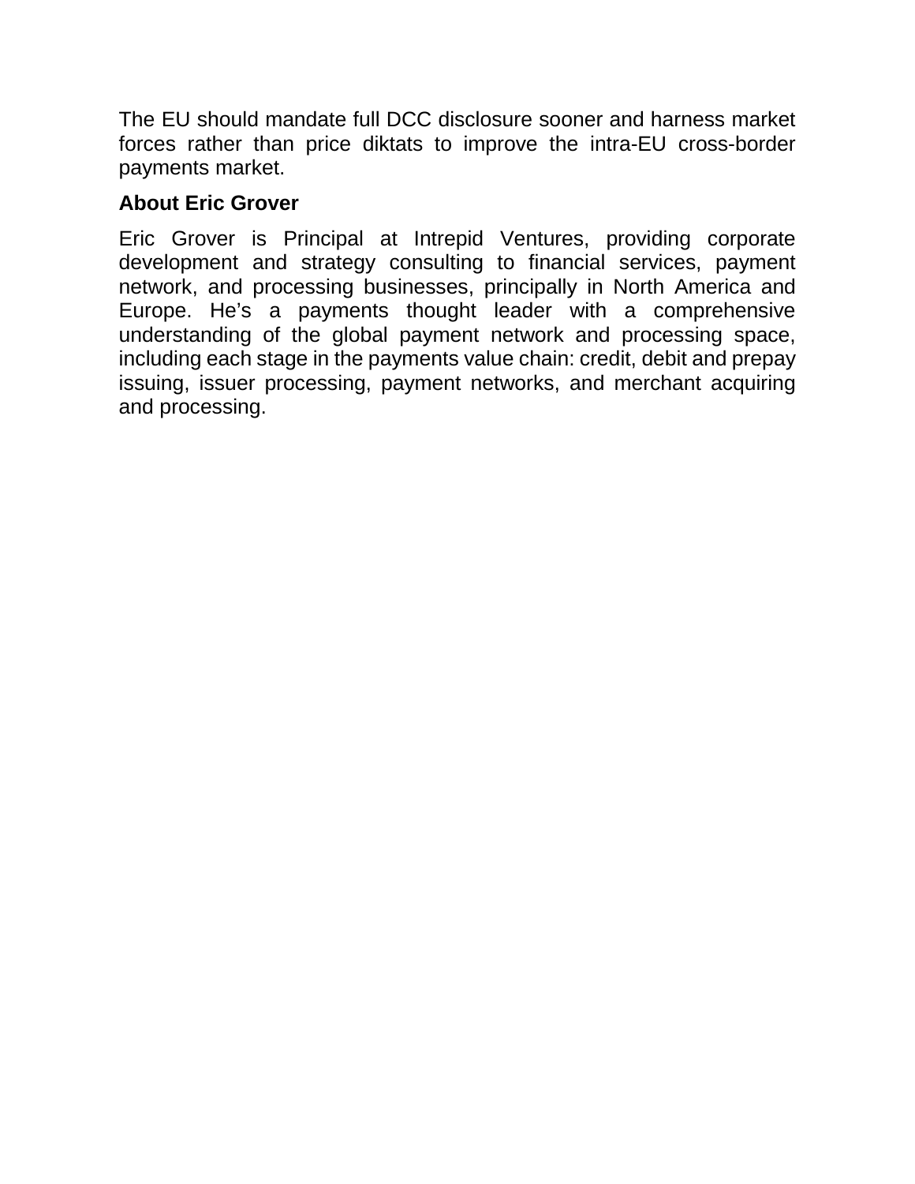The EU should mandate full DCC disclosure sooner and harness market forces rather than price diktats to improve the intra-EU cross-border payments market.

**About Eric Grover**

Eric Grover is Principal at Intrepid Ventures, providing corporate development and strategy consulting to financial services, payment network, and processing businesses, principally in North America and Europe. He's a payments thought leader with a comprehensive understanding of the global payment network and processing space, including each stage in the payments value chain: credit, debit and prepay issuing, issuer processing, payment networks, and merchant acquiring and processing.